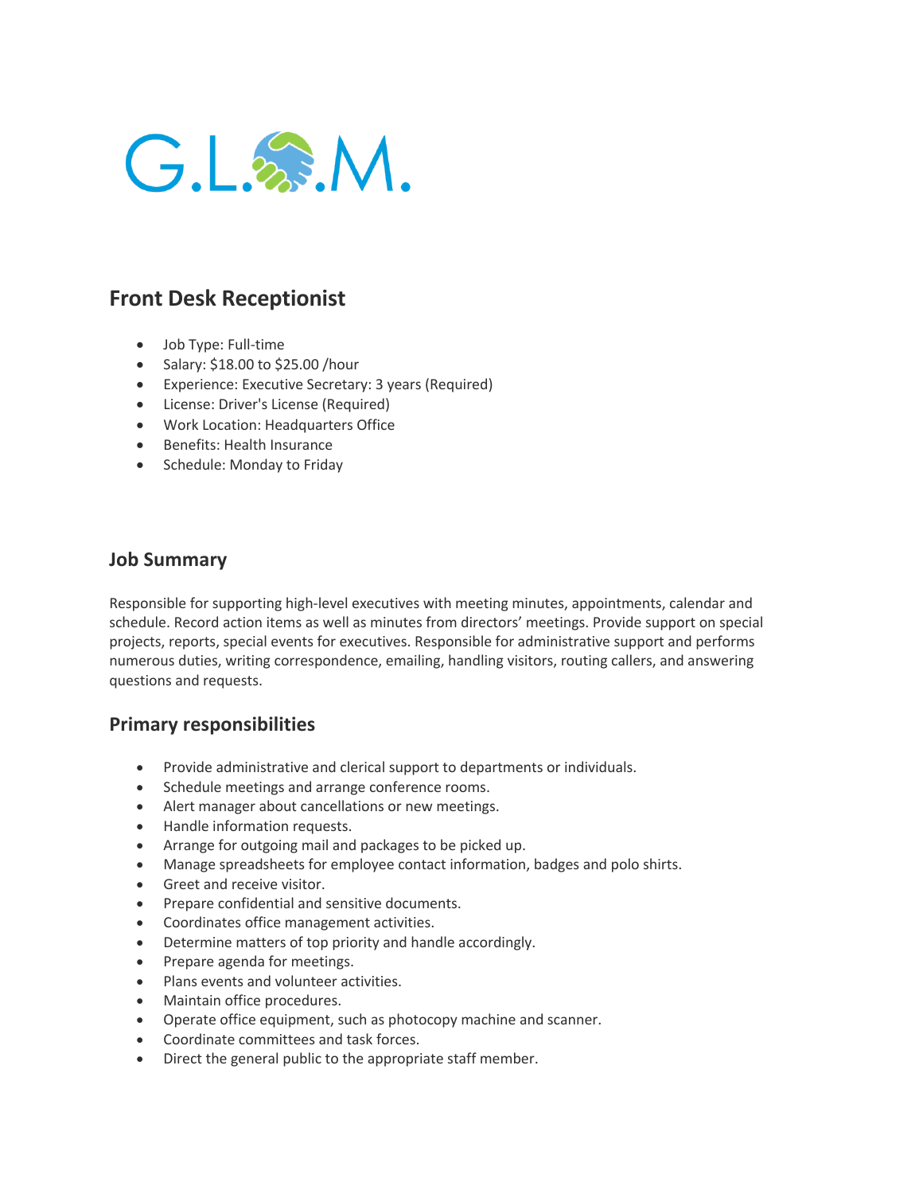G.L.M.

## Front Desk Receptionist

- Job Type: Full-time
- Salary: $18.00 to $25.00 /hour
- Experience: Executive Secretary: 3 years (Required)
- License: Driver's License (Required)
- Work Location: Headquarters Office
- Benefits: Health Insurance
- Schedule: Monday to Friday

### Job Summary

Responsible for supporting high-level executives with meeting minutes, appointments, calendar and schedule. Record action items as well as minutes from directors' meetings. Provide support on special projects, reports, special events for executives. Responsible for administrative support and performs numerous duties, writing correspondence, emailing, handling visitors, routing callers, and answering questions and requests.

### Primary responsibilities

- Provide administrative and clerical support to departments or individuals.
- Schedule meetings and arrange conference rooms.
- Alert manager about cancellations or new meetings.
- Handle information requests.
- Arrange for outgoing mail and packages to be picked up.
- Manage spreadsheets for employee contact information, badges and polo shirts.
- Greet and receive visitor.
- Prepare confidential and sensitive documents.
- Coordinates office management activities.
- Determine matters of top priority and handle accordingly.
- Prepare agenda for meetings.
- Plans events and volunteer activities.
- Maintain office procedures.
- Operate office equipment, such as photocopy machine and scanner.
- Coordinate committees and task forces.
- Direct the general public to the appropriate staff member.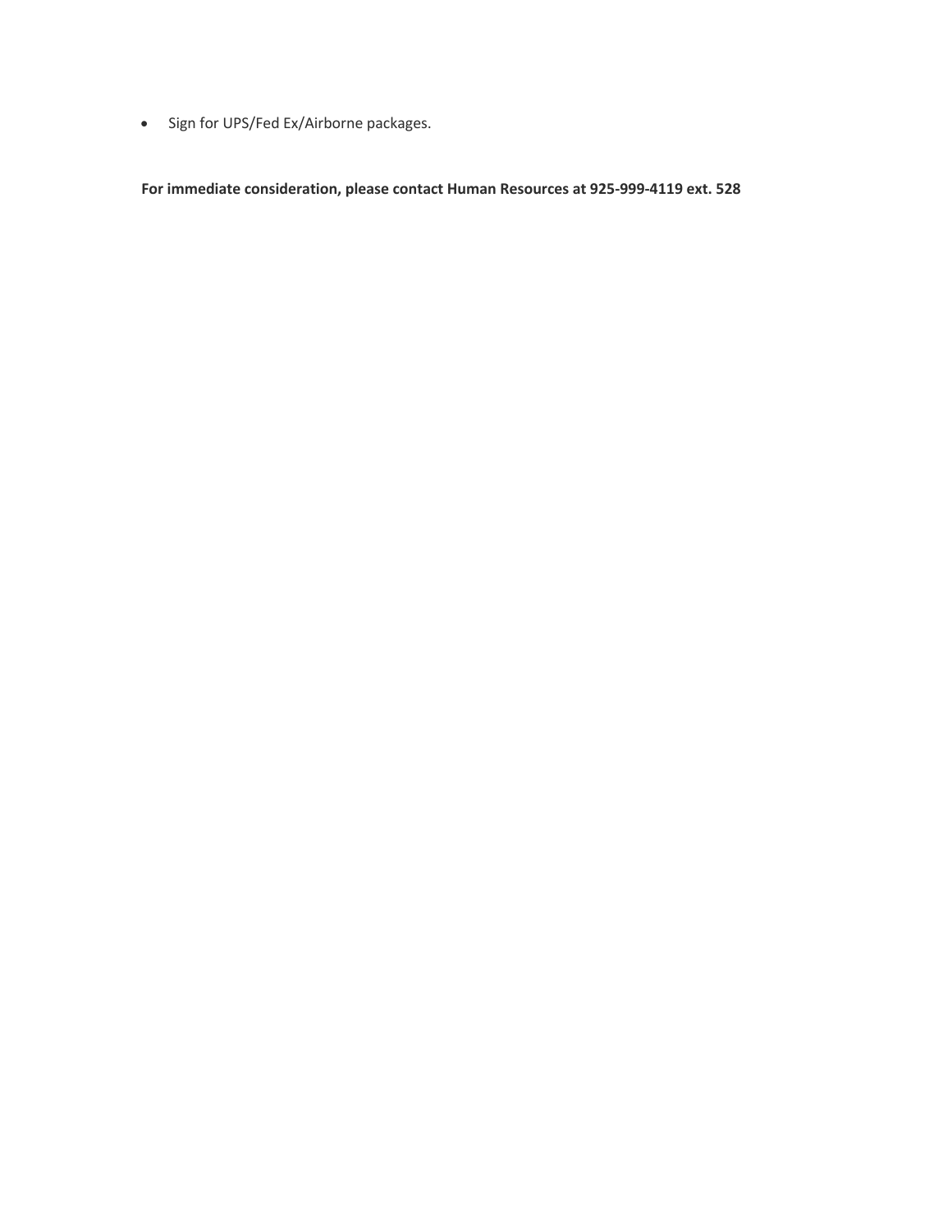- Sign for UPS/Fed Ex/Airborne packages.

**For immediate consideration, please contact Human Resources at 925-999-4119 ext. 528**